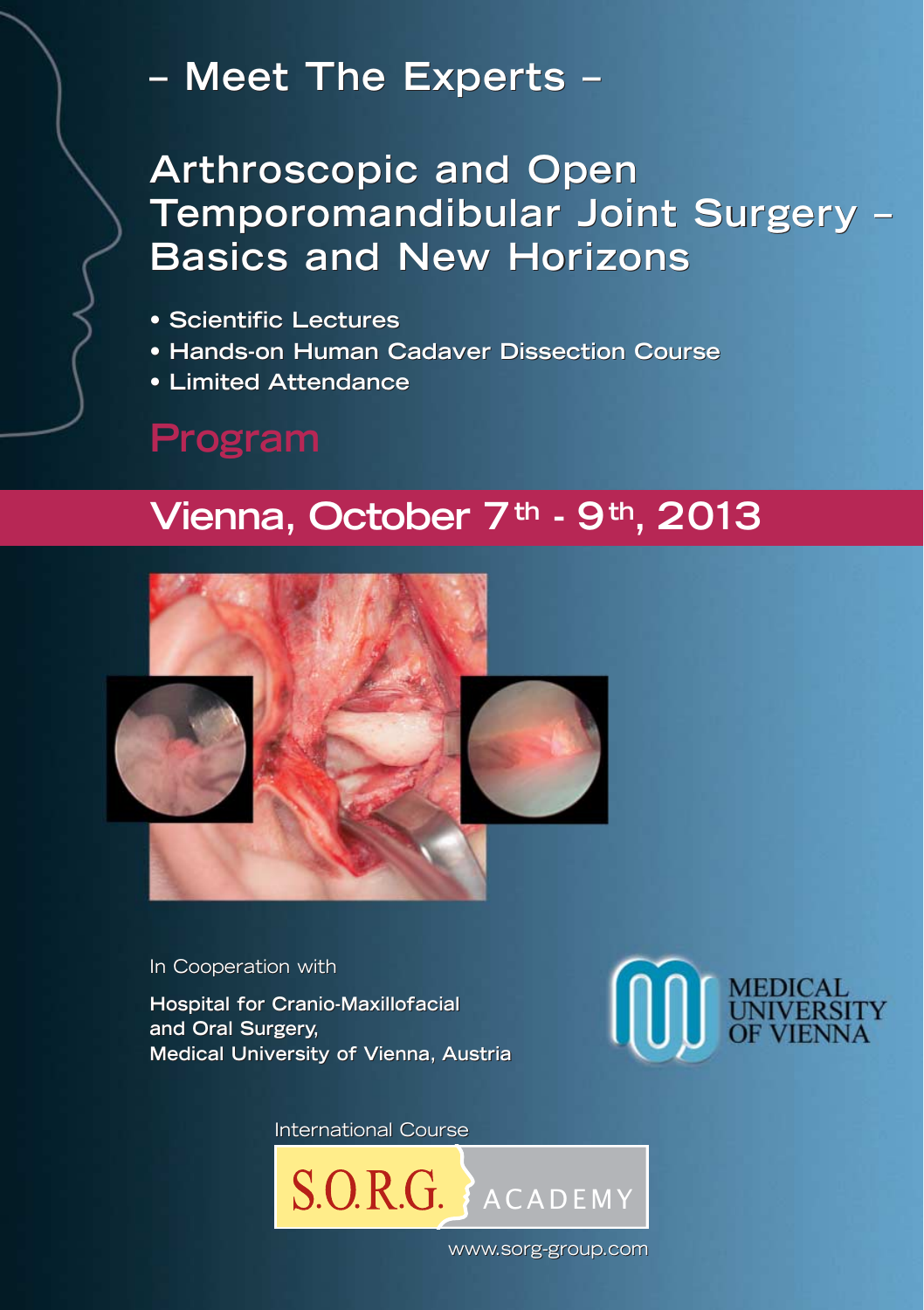## – Meet The Experts –

# Arthroscopic and Open Temporomandibular Joint Surgery – Basics and New Horizons

- Scientific Lectures
- Hands-on Human Cadaver Dissection Course
- Limited Attendance

## Program

## Vienna, October 7th - 9th, 2013

In Cooperation with

**Hospital for Cranio-Maxillofacial and Oral Surgery, Medical University of Vienna, Austria**

MEDICAL UNIVERSITY OF VIENNA

International Course

S.O.R.G. ACADEMY

www.sorg-group.com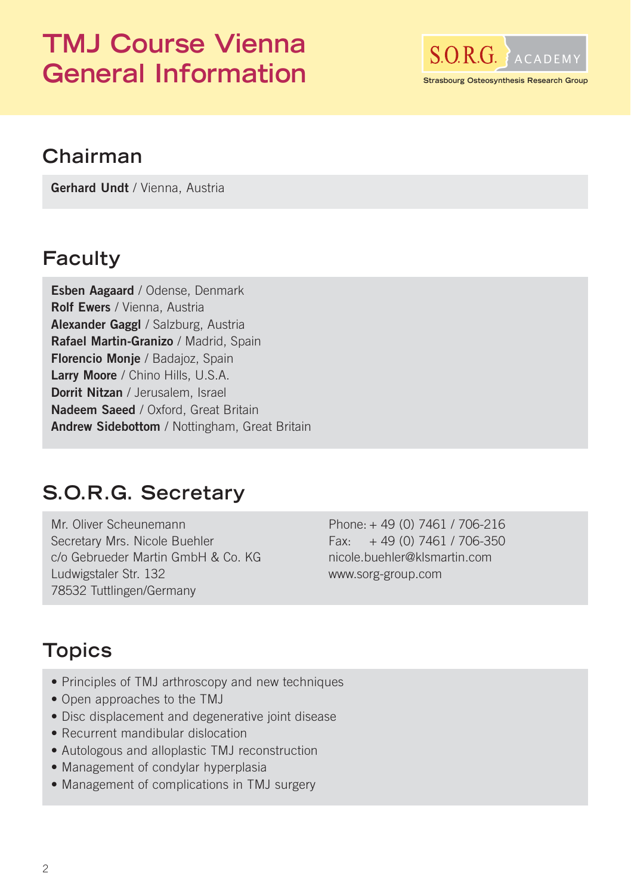# TMJ Course Vienna General Information

S.O.R.G. ACADEMY
Strasbourg Osteosynthesis Research Group

## Chairman

**Gerhard Undt** / Vienna, Austria

## Faculty

**Esben Aagaard** / Odense, Denmark
**Rolf Ewers** / Vienna, Austria
**Alexander Gaggl** / Salzburg, Austria
**Rafael Martin-Granizo** / Madrid, Spain
**Florencio Monje** / Badajoz, Spain
**Larry Moore** / Chino Hills, U.S.A.
**Dorrit Nitzan** / Jerusalem, Israel
**Nadeem Saeed** / Oxford, Great Britain
**Andrew Sidebottom** / Nottingham, Great Britain

## S.O.R.G. Secretary

Mr. Oliver Scheunemann
Secretary Mrs. Nicole Buehler
c/o Gebrueder Martin GmbH & Co. KG
Ludwigstaler Str. 132
78532 Tuttlingen/Germany

Phone: + 49 (0) 7461 / 706-216
Fax: + 49 (0) 7461 / 706-350
nicole.buehler@klsmartin.com
www.sorg-group.com

## Topics

- Principles of TMJ arthroscopy and new techniques
- Open approaches to the TMJ
- Disc displacement and degenerative joint disease
- Recurrent mandibular dislocation
- Autologous and alloplastic TMJ reconstruction
- Management of condylar hyperplasia
- Management of complications in TMJ surgery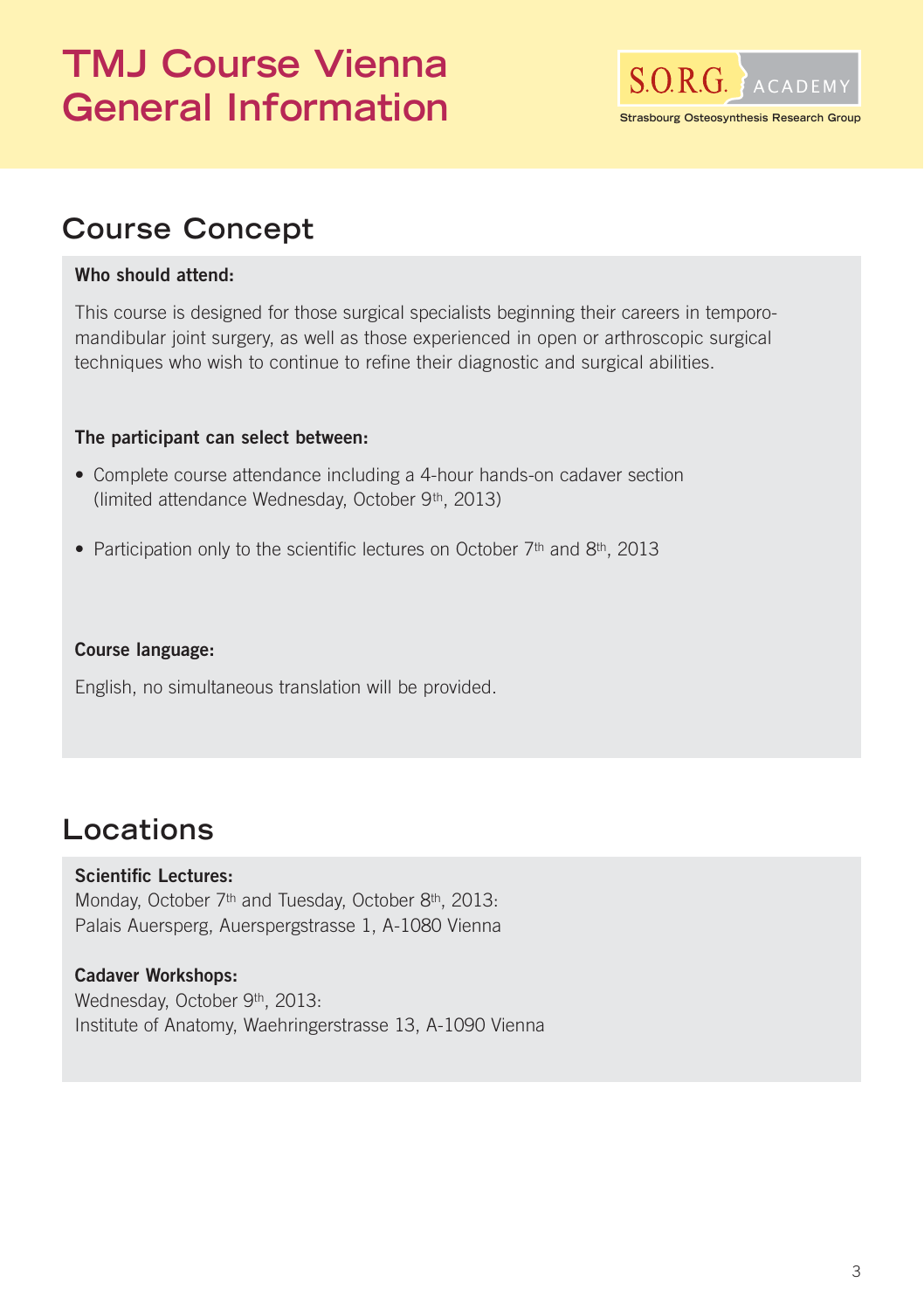# TMJ Course Vienna General Information

S.O.R.G. ACADEMY
Strasbourg Osteosynthesis Research Group

## Course Concept

**Who should attend:**

This course is designed for those surgical specialists beginning their careers in temporomandibular joint surgery, as well as those experienced in open or arthroscopic surgical techniques who wish to continue to refine their diagnostic and surgical abilities.

**The participant can select between:**

- Complete course attendance including a 4-hour hands-on cadaver section (limited attendance Wednesday, October 9th, 2013)
- Participation only to the scientific lectures on October 7th and 8th, 2013

**Course language:**

English, no simultaneous translation will be provided.

## Locations

**Scientific Lectures:**
Monday, October 7th and Tuesday, October 8th, 2013:
Palais Auersperg, Auerspergstrasse 1, A-1080 Vienna

**Cadaver Workshops:**
Wednesday, October 9th, 2013:
Institute of Anatomy, Waehringerstrasse 13, A-1090 Vienna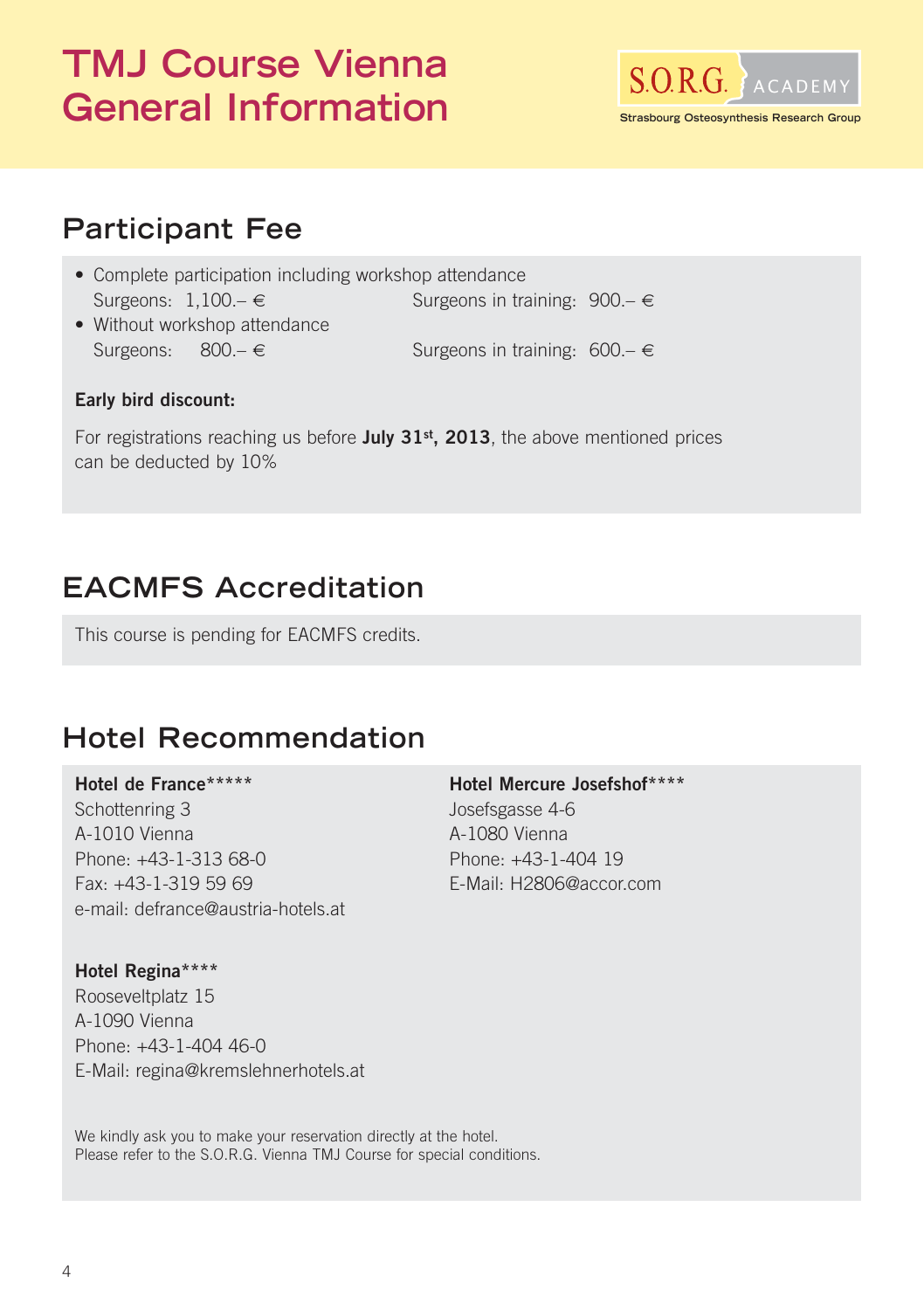# TMJ Course Vienna General Information

S.O.R.G. ACADEMY
Strasbourg Osteosynthesis Research Group

## Participant Fee

- Complete participation including workshop attendance
  Surgeons: 1,100.– € Surgeons in training: 900.– €
- Without workshop attendance
  Surgeons: 800.– € Surgeons in training: 600.– €

**Early bird discount:**

For registrations reaching us before **July 31st, 2013**, the above mentioned prices can be deducted by 10%

## EACMFS Accreditation

This course is pending for EACMFS credits.

## Hotel Recommendation

**Hotel de France**\*\*\*\*\*
Schottenring 3
A-1010 Vienna
Phone: +43-1-313 68-0
Fax: +43-1-319 59 69
e-mail: defrance@austria-hotels.at

**Hotel Mercure Josefshof**\*\*\*\*
Josefsgasse 4-6
A-1080 Vienna
Phone: +43-1-404 19
E-Mail: H2806@accor.com

**Hotel Regina**\*\*\*\*
Rooseveltplatz 15
A-1090 Vienna
Phone: +43-1-404 46-0
E-Mail: regina@kremslehnerhotels.at

We kindly ask you to make your reservation directly at the hotel.
Please refer to the S.O.R.G. Vienna TMJ Course for special conditions.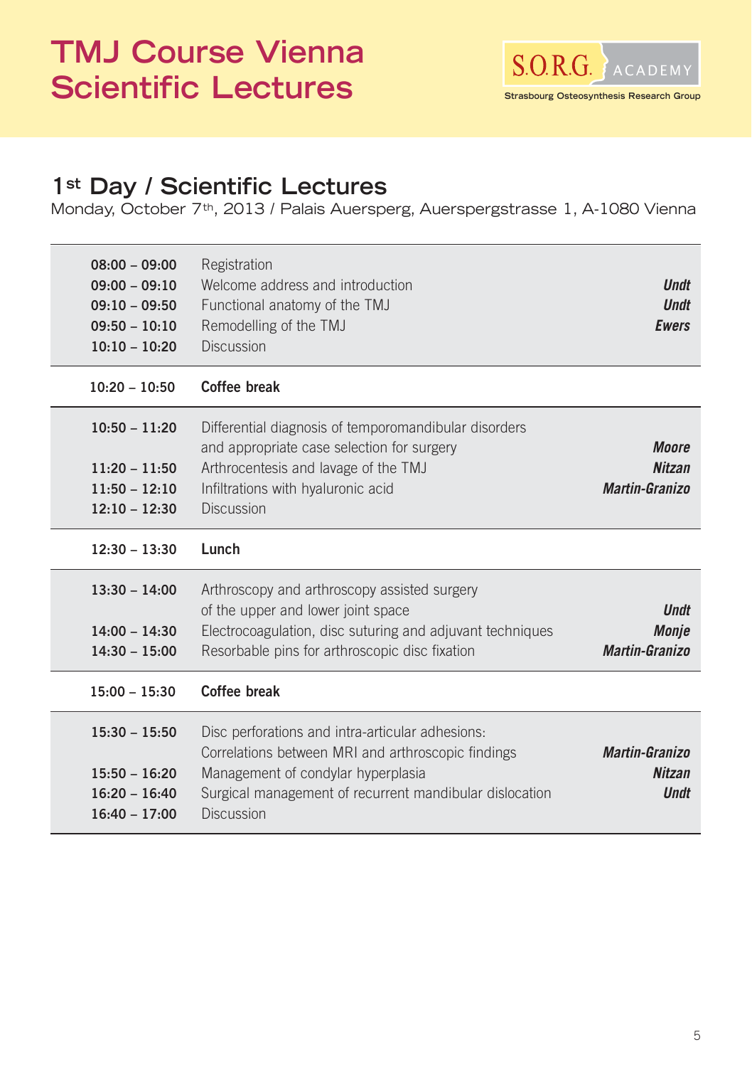# TMJ Course Vienna Scientific Lectures

S.O.R.G. ACADEMY
Strasbourg Osteosynthesis Research Group

## 1st Day / Scientific Lectures

Monday, October 7th, 2013 / Palais Auersperg, Auerspergstrasse 1, A-1080 Vienna

| Time | Topic | Speaker |
|---|---|---|
| 08:00 – 09:00 | Registration | |
| 09:00 – 09:10 | Welcome address and introduction | ***Undt*** |
| 09:10 – 09:50 | Functional anatomy of the TMJ | ***Undt*** |
| 09:50 – 10:10 | Remodelling of the TMJ | ***Ewers*** |
| 10:10 – 10:20 | Discussion | |
| 10:20 – 10:50 | **Coffee break** | |
| 10:50 – 11:20 | Differential diagnosis of temporomandibular disorders and appropriate case selection for surgery | ***Moore*** |
| 11:20 – 11:50 | Arthrocentesis and lavage of the TMJ | ***Nitzan*** |
| 11:50 – 12:10 | Infiltrations with hyaluronic acid | ***Martin-Granizo*** |
| 12:10 – 12:30 | Discussion | |
| 12:30 – 13:30 | **Lunch** | |
| 13:30 – 14:00 | Arthroscopy and arthroscopy assisted surgery of the upper and lower joint space | ***Undt*** |
| 14:00 – 14:30 | Electrocoagulation, disc suturing and adjuvant techniques | ***Monje*** |
| 14:30 – 15:00 | Resorbable pins for arthroscopic disc fixation | ***Martin-Granizo*** |
| 15:00 – 15:30 | **Coffee break** | |
| 15:30 – 15:50 | Disc perforations and intra-articular adhesions: Correlations between MRI and arthroscopic findings | ***Martin-Granizo*** |
| 15:50 – 16:20 | Management of condylar hyperplasia | ***Nitzan*** |
| 16:20 – 16:40 | Surgical management of recurrent mandibular dislocation | ***Undt*** |
| 16:40 – 17:00 | Discussion | |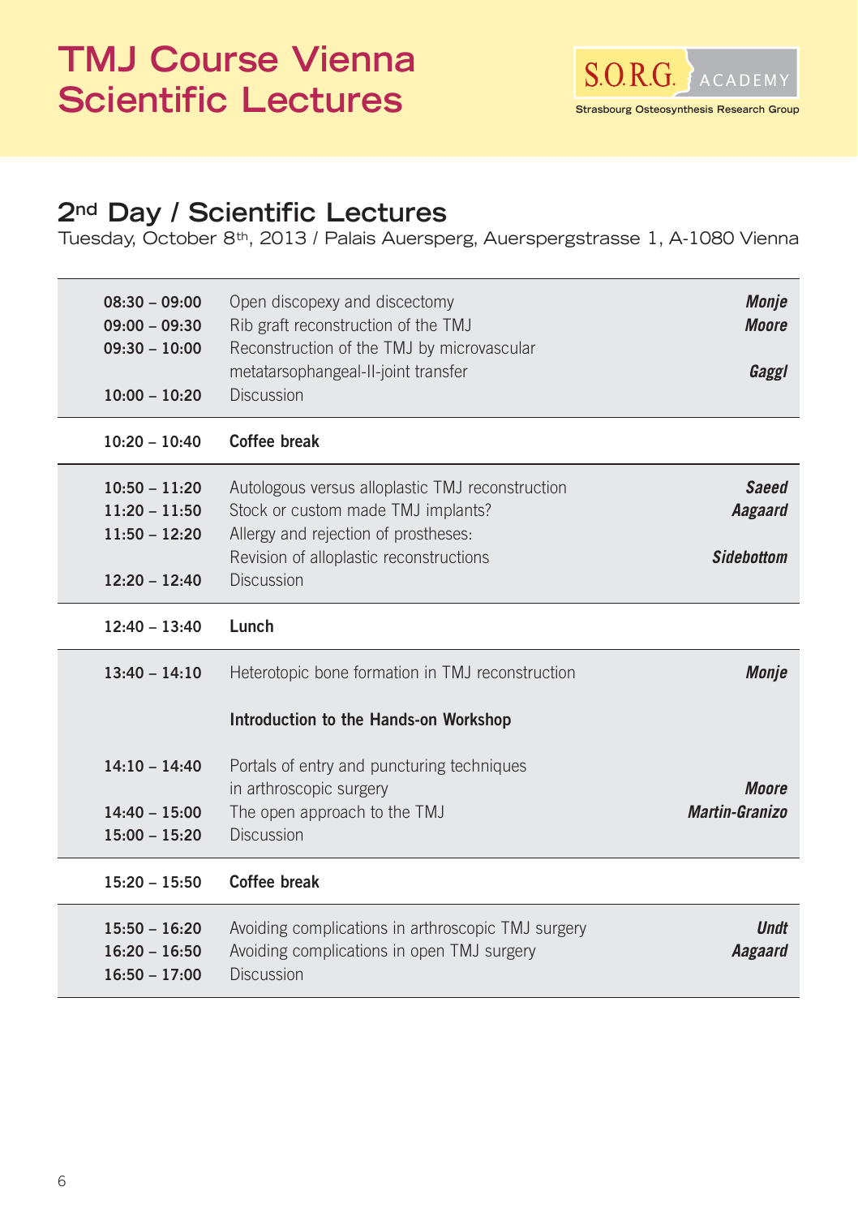# TMJ Course Vienna Scientific Lectures

S.O.R.G. ACADEMY
Strasbourg Osteosynthesis Research Group

## 2nd Day / Scientific Lectures

Tuesday, October 8th, 2013 / Palais Auersperg, Auerspergstrasse 1, A-1080 Vienna

| Time | Topic | Speaker |
|---|---|---|
| **08:30 – 09:00** | Open discopexy and discectomy | ***Monje*** |
| **09:00 – 09:30** | Rib graft reconstruction of the TMJ | ***Moore*** |
| **09:30 – 10:00** | Reconstruction of the TMJ by microvascular metatarsophangeal-II-joint transfer | ***Gaggl*** |
| **10:00 – 10:20** | Discussion | |
| **10:20 – 10:40** | **Coffee break** | |
| **10:50 – 11:20** | Autologous versus alloplastic TMJ reconstruction | ***Saeed*** |
| **11:20 – 11:50** | Stock or custom made TMJ implants? | ***Aagaard*** |
| **11:50 – 12:20** | Allergy and rejection of prostheses: Revision of alloplastic reconstructions | ***Sidebottom*** |
| **12:20 – 12:40** | Discussion | |
| **12:40 – 13:40** | **Lunch** | |
| **13:40 – 14:10** | Heterotopic bone formation in TMJ reconstruction | ***Monje*** |
| | **Introduction to the Hands-on Workshop** | |
| **14:10 – 14:40** | Portals of entry and puncturing techniques in arthroscopic surgery | ***Moore*** |
| **14:40 – 15:00** | The open approach to the TMJ | ***Martin-Granizo*** |
| **15:00 – 15:20** | Discussion | |
| **15:20 – 15:50** | **Coffee break** | |
| **15:50 – 16:20** | Avoiding complications in arthroscopic TMJ surgery | ***Undt*** |
| **16:20 – 16:50** | Avoiding complications in open TMJ surgery | ***Aagaard*** |
| **16:50 – 17:00** | Discussion | |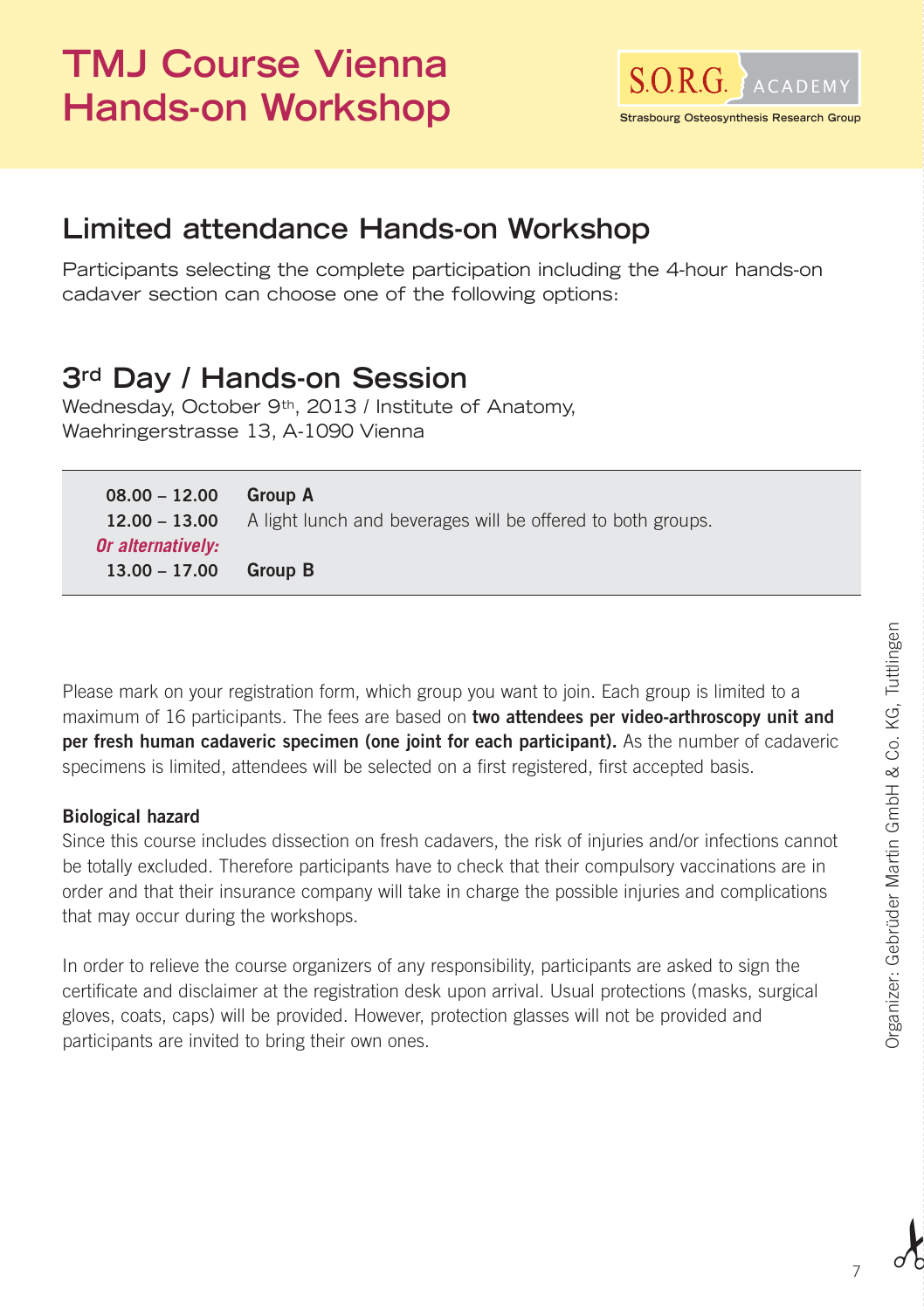# TMJ Course Vienna Hands-on Workshop

S.O.R.G. ACADEMY
Strasbourg Osteosynthesis Research Group

## Limited attendance Hands-on Workshop

Participants selecting the complete participation including the 4-hour hands-on cadaver section can choose one of the following options:

## 3rd Day / Hands-on Session

Wednesday, October 9th, 2013 / Institute of Anatomy, Waehringerstrasse 13, A-1090 Vienna

| | |
|---|---|
| **08.00 – 12.00** | **Group A** |
| **12.00 – 13.00** | A light lunch and beverages will be offered to both groups. |
| ***Or alternatively:*** | |
| **13.00 – 17.00** | **Group B** |

Please mark on your registration form, which group you want to join. Each group is limited to a maximum of 16 participants. The fees are based on **two attendees per video-arthroscopy unit and per fresh human cadaveric specimen (one joint for each participant).** As the number of cadaveric specimens is limited, attendees will be selected on a first registered, first accepted basis.

**Biological hazard**

Since this course includes dissection on fresh cadavers, the risk of injuries and/or infections cannot be totally excluded. Therefore participants have to check that their compulsory vaccinations are in order and that their insurance company will take in charge the possible injuries and complications that may occur during the workshops.

In order to relieve the course organizers of any responsibility, participants are asked to sign the certificate and disclaimer at the registration desk upon arrival. Usual protections (masks, surgical gloves, coats, caps) will be provided. However, protection glasses will not be provided and participants are invited to bring their own ones.

Organizer: Gebrüder Martin GmbH & Co. KG, Tuttlingen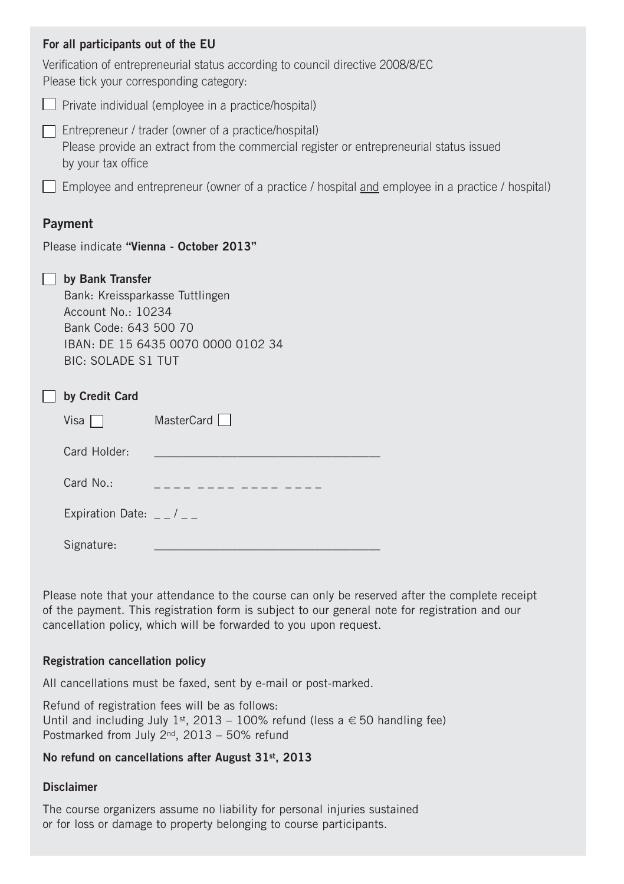**For all participants out of the EU**

Verification of entrepreneurial status according to council directive 2008/8/EC
Please tick your corresponding category:

- [ ] Private individual (employee in a practice/hospital)
- [ ] Entrepreneur / trader (owner of a practice/hospital)
  Please provide an extract from the commercial register or entrepreneurial status issued by your tax office
- [ ] Employee and entrepreneur (owner of a practice / hospital <u>and</u> employee in a practice / hospital)

## Payment

Please indicate **"Vienna - October 2013"**

- [ ] **by Bank Transfer**
  Bank: Kreissparkasse Tuttlingen
  Account No.: 10234
  Bank Code: 643 500 70
  IBAN: DE 15 6435 0070 0000 0102 34
  BIC: SOLADE S1 TUT

- [ ] **by Credit Card**
  Visa [ ]   MasterCard [ ]

  Card Holder: ___________________________________

  Card No.: _ _ _ _ _ _ _ _ _ _ _ _ _ _ _ _

  Expiration Date: _ _ / _ _

  Signature: ___________________________________

Please note that your attendance to the course can only be reserved after the complete receipt of the payment. This registration form is subject to our general note for registration and our cancellation policy, which will be forwarded to you upon request.

**Registration cancellation policy**

All cancellations must be faxed, sent by e-mail or post-marked.

Refund of registration fees will be as follows:
Until and including July 1st, 2013 – 100% refund (less a € 50 handling fee)
Postmarked from July 2nd, 2013 – 50% refund

**No refund on cancellations after August 31st, 2013**

**Disclaimer**

The course organizers assume no liability for personal injuries sustained or for loss or damage to property belonging to course participants.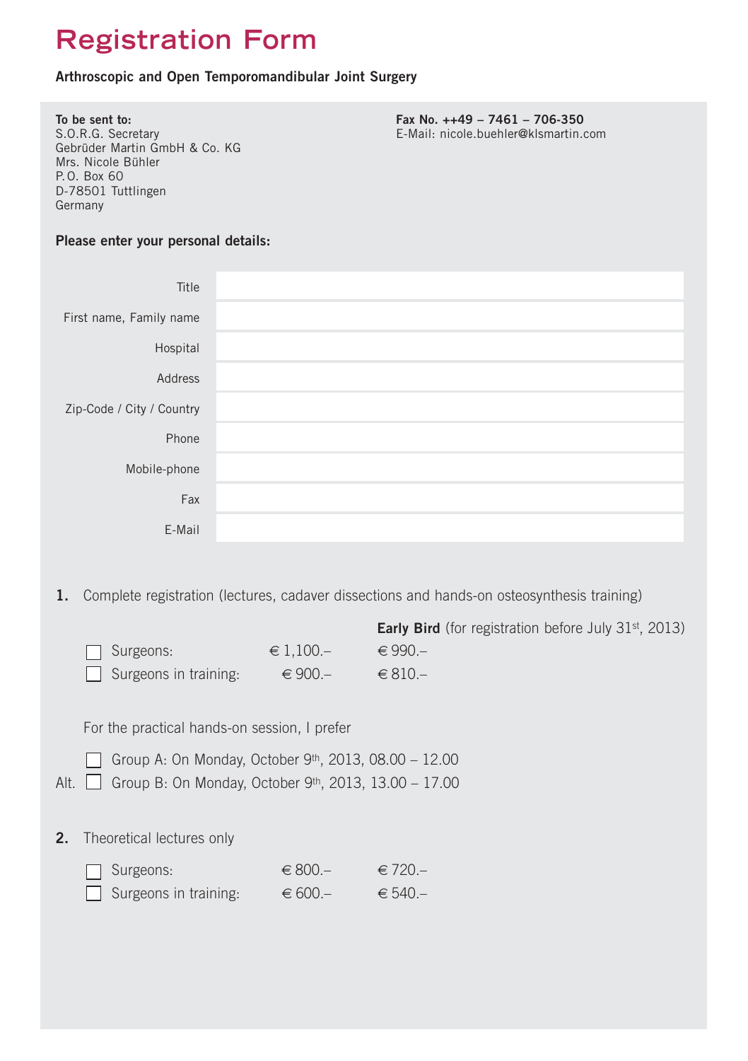# Registration Form

**Arthroscopic and Open Temporomandibular Joint Surgery**

**To be sent to:**
S.O.R.G. Secretary
Gebrüder Martin GmbH & Co. KG
Mrs. Nicole Bühler
P.O. Box 60
D-78501 Tuttlingen
Germany

**Fax No. ++49 – 7461 – 706-350**
E-Mail: nicole.buehler@klsmartin.com

**Please enter your personal details:**

| | |
|---|---|
| Title | |
| First name, Family name | |
| Hospital | |
| Address | |
| Zip-Code / City / Country | |
| Phone | |
| Mobile-phone | |
| Fax | |
| E-Mail | |

**1.** Complete registration (lectures, cadaver dissections and hands-on osteosynthesis training)

| | | **Early Bird** (for registration before July 31st, 2013) |
|---|---|---|
| ☐ Surgeons: | € 1,100.– | € 990.– |
| ☐ Surgeons in training: | € 900.– | € 810.– |

For the practical hands-on session, I prefer

☐ Group A: On Monday, October 9th, 2013, 08.00 – 12.00

Alt. ☐ Group B: On Monday, October 9th, 2013, 13.00 – 17.00

**2.** Theoretical lectures only

| | | |
|---|---|---|
| ☐ Surgeons: | € 800.– | € 720.– |
| ☐ Surgeons in training: | € 600.– | € 540.– |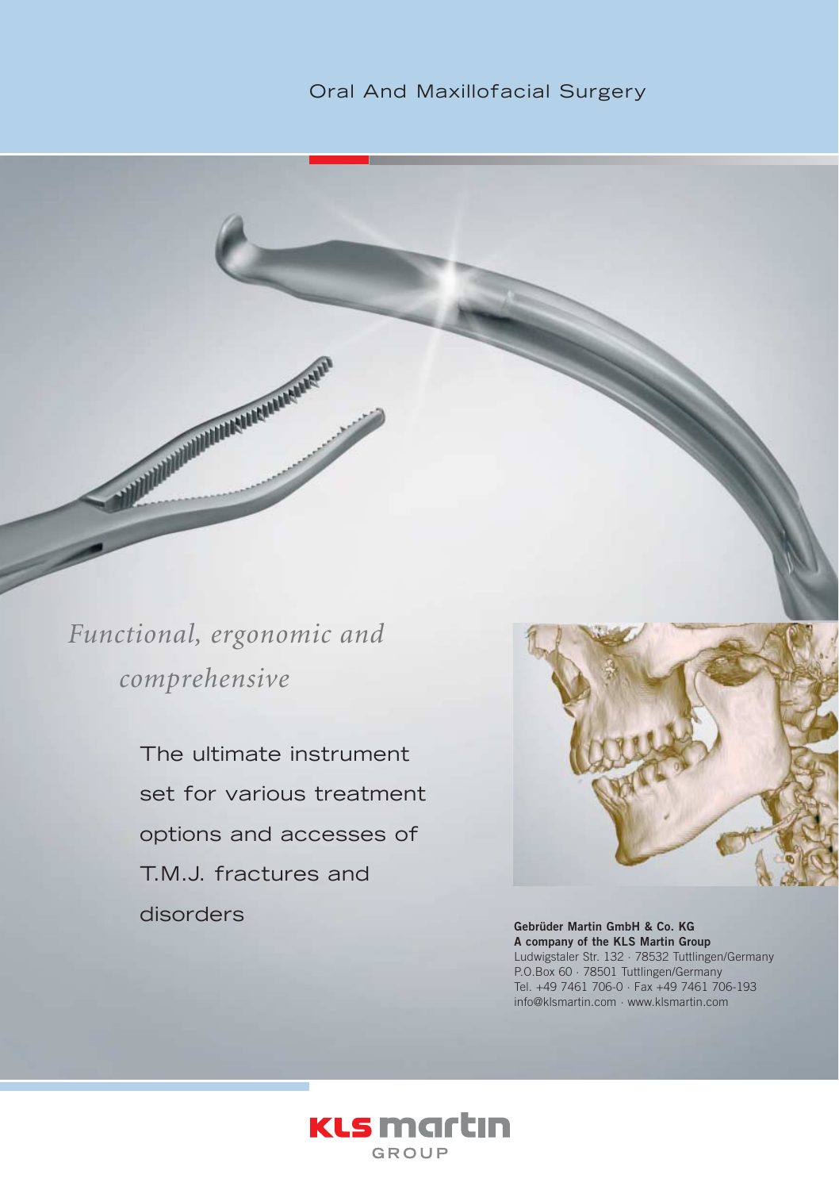Oral And Maxillofacial Surgery

*Functional, ergonomic and comprehensive*

The ultimate instrument set for various treatment options and accesses of T.M.J. fractures and disorders

**Gebrüder Martin GmbH & Co. KG**
**A company of the KLS Martin Group**
Ludwigstaler Str. 132 · 78532 Tuttlingen/Germany
P.O.Box 60 · 78501 Tuttlingen/Germany
Tel. +49 7461 706-0 · Fax +49 7461 706-193
info@klsmartin.com · www.klsmartin.com

KLS martin GROUP